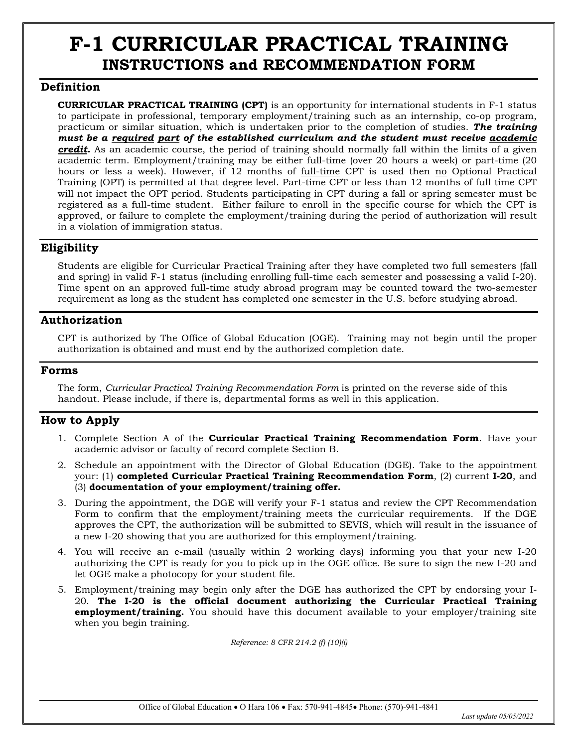# F-1 CURRICULAR PRACTICAL TRAINING

## INSTRUCTIONS and RECOMMENDATION FORM

### Definition

**CURRICULAR PRACTICAL TRAINING (CPT)** is an opportunity for international students in F-1 status to participate in professional, temporary employment/training such as an internship, co-op program, practicum or similar situation, which is undertaken prior to the completion of studies. ***The training must be a required part of the established curriculum and the student must receive academic credit.*** As an academic course, the period of training should normally fall within the limits of a given academic term. Employment/training may be either full-time (over 20 hours a week) or part-time (20 hours or less a week). However, if 12 months of full-time CPT is used then no Optional Practical Training (OPT) is permitted at that degree level. Part-time CPT or less than 12 months of full time CPT will not impact the OPT period. Students participating in CPT during a fall or spring semester must be registered as a full-time student. Either failure to enroll in the specific course for which the CPT is approved, or failure to complete the employment/training during the period of authorization will result in a violation of immigration status.

### Eligibility

Students are eligible for Curricular Practical Training after they have completed two full semesters (fall and spring) in valid F-1 status (including enrolling full-time each semester and possessing a valid I-20). Time spent on an approved full-time study abroad program may be counted toward the two-semester requirement as long as the student has completed one semester in the U.S. before studying abroad.

### Authorization

CPT is authorized by The Office of Global Education (OGE). Training may not begin until the proper authorization is obtained and must end by the authorized completion date.

### Forms

The form, *Curricular Practical Training Recommendation Form* is printed on the reverse side of this handout. Please include, if there is, departmental forms as well in this application.

### How to Apply

1. Complete Section A of the **Curricular Practical Training Recommendation Form**. Have your academic advisor or faculty of record complete Section B.
2. Schedule an appointment with the Director of Global Education (DGE). Take to the appointment your: (1) **completed Curricular Practical Training Recommendation Form**, (2) current **I-20**, and (3) **documentation of your employment/training offer.**
3. During the appointment, the DGE will verify your F-1 status and review the CPT Recommendation Form to confirm that the employment/training meets the curricular requirements. If the DGE approves the CPT, the authorization will be submitted to SEVIS, which will result in the issuance of a new I-20 showing that you are authorized for this employment/training.
4. You will receive an e-mail (usually within 2 working days) informing you that your new I-20 authorizing the CPT is ready for you to pick up in the OGE office. Be sure to sign the new I-20 and let OGE make a photocopy for your student file.
5. Employment/training may begin only after the DGE has authorized the CPT by endorsing your I-20. **The I-20 is the official document authorizing the Curricular Practical Training employment/training.** You should have this document available to your employer/training site when you begin training.

*Reference: 8 CFR 214.2 (f) (10)(i)*

Office of Global Education • O Hara 106 • Fax: 570-941-4845• Phone: (570)-941-4841

*Last update 05/05/2022*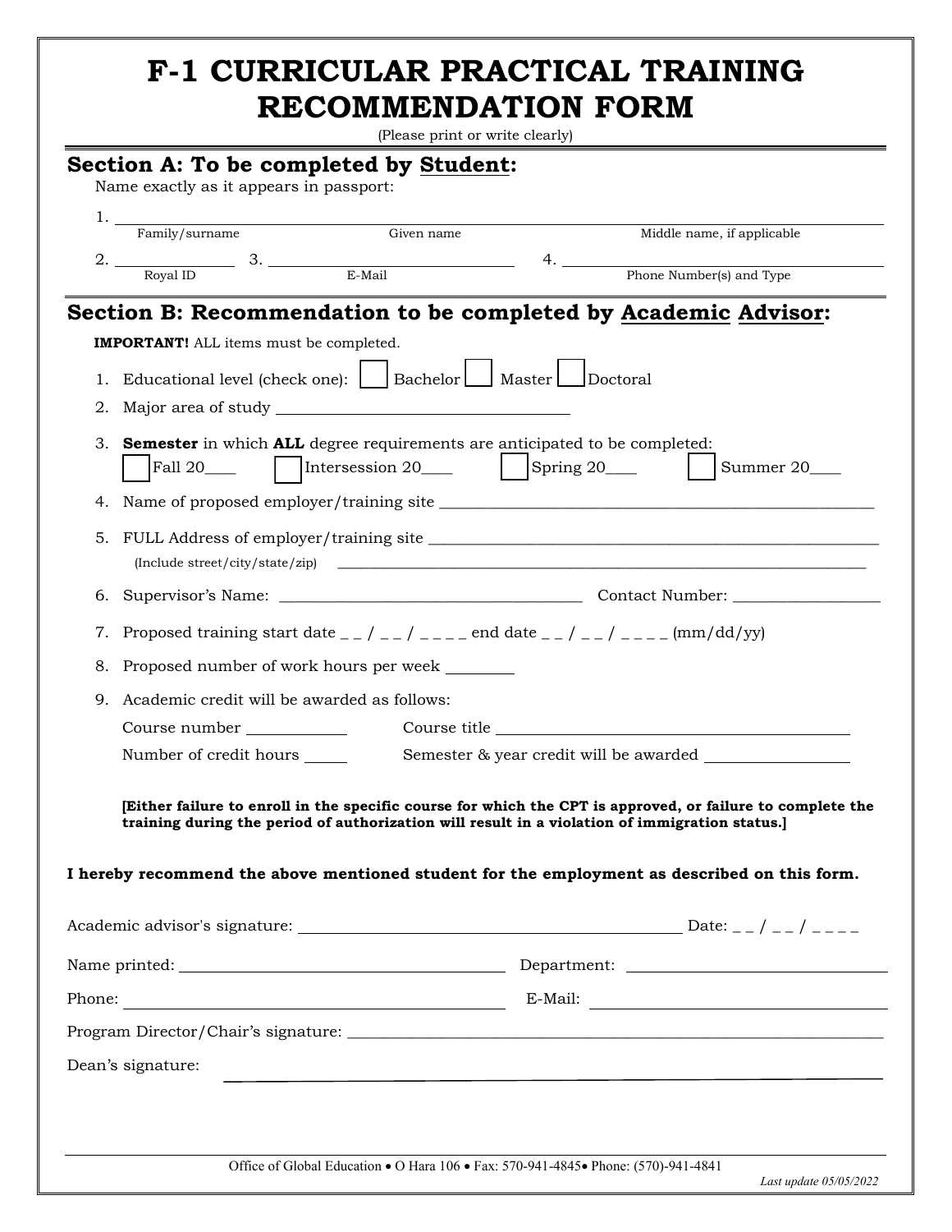# F-1 CURRICULAR PRACTICAL TRAINING RECOMMENDATION FORM

(Please print or write clearly)

## Section A: To be completed by Student:

Name exactly as it appears in passport:

1. ______________________________________________
   Family/surname &nbsp;&nbsp;&nbsp;&nbsp; Given name &nbsp;&nbsp;&nbsp;&nbsp; Middle name, if applicable

2. ____________ 3. ____________________ 4. ____________________
   Royal ID &nbsp;&nbsp;&nbsp;&nbsp; E-Mail &nbsp;&nbsp;&nbsp;&nbsp; Phone Number(s) and Type

## Section B: Recommendation to be completed by Academic Advisor:

**IMPORTANT!** ALL items must be completed.

1. Educational level (check one): ☐ Bachelor ☐ Master ☐ Doctoral
2. Major area of study ____________________
3. **Semester** in which **ALL** degree requirements are anticipated to be completed:
   ☐ Fall 20____ ☐ Intersession 20____ ☐ Spring 20____ ☐ Summer 20____
4. Name of proposed employer/training site ______________________________
5. FULL Address of employer/training site ______________________________
   (Include street/city/state/zip) ______________________________
6. Supervisor's Name: ____________________ Contact Number: ____________
7. Proposed training start date _ _ / _ _ / _ _ _ _ end date _ _ / _ _ / _ _ _ _ (mm/dd/yy)
8. Proposed number of work hours per week ________
9. Academic credit will be awarded as follows:
   Course number ____________ Course title ____________________
   Number of credit hours _____ Semester & year credit will be awarded ____________

**[Either failure to enroll in the specific course for which the CPT is approved, or failure to complete the training during the period of authorization will result in a violation of immigration status.]**

**I hereby recommend the above mentioned student for the employment as described on this form.**

Academic advisor's signature: ______________________________ Date: _ _ / _ _ / _ _ _ _

Name printed: ____________________ Department: ____________________

Phone: ____________________ E-Mail: ____________________

Program Director/Chair's signature: ______________________________

Dean's signature: ______________________________

Office of Global Education • O Hara 106 • Fax: 570-941-4845• Phone: (570)-941-4841

*Last update 05/05/2022*